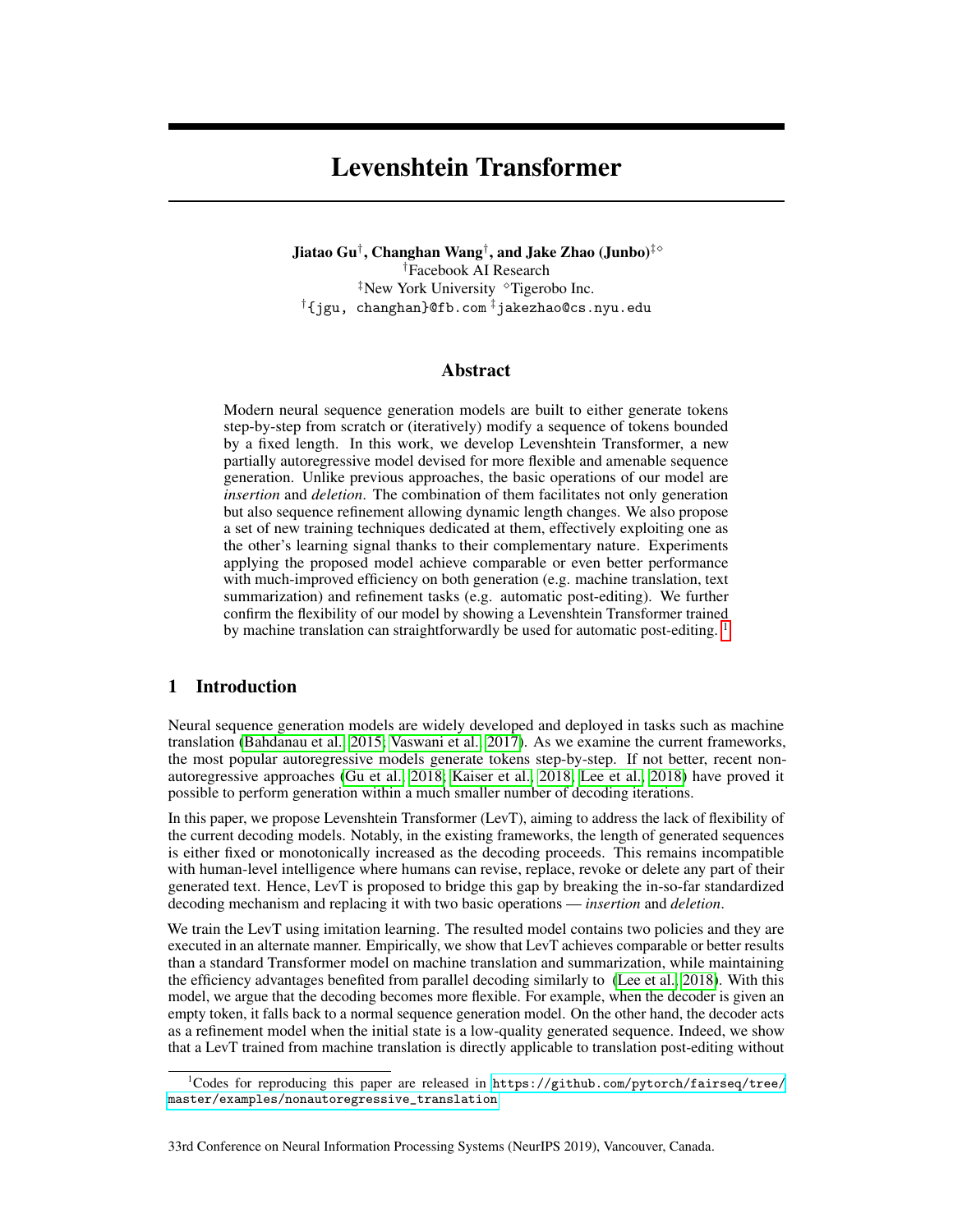# Levenshtein Transformer

**Jiatao Gu**[†]**, Changhan Wang**[†]**, and Jake Zhao (Junbo)**[‡◇]

[†]Facebook AI Research

[‡]New York University [◇]Tigerobo Inc.

[†]{jgu, changhan}@fb.com [‡]jakezhao@cs.nyu.edu

## Abstract

Modern neural sequence generation models are built to either generate tokens step-by-step from scratch or (iteratively) modify a sequence of tokens bounded by a fixed length. In this work, we develop Levenshtein Transformer, a new partially autoregressive model devised for more flexible and amenable sequence generation. Unlike previous approaches, the basic operations of our model are *insertion* and *deletion*. The combination of them facilitates not only generation but also sequence refinement allowing dynamic length changes. We also propose a set of new training techniques dedicated at them, effectively exploiting one as the other's learning signal thanks to their complementary nature. Experiments applying the proposed model achieve comparable or even better performance with much-improved efficiency on both generation (e.g. machine translation, text summarization) and refinement tasks (e.g. automatic post-editing). We further confirm the flexibility of our model by showing a Levenshtein Transformer trained by machine translation can straightforwardly be used for automatic post-editing. [1]

## 1 Introduction

Neural sequence generation models are widely developed and deployed in tasks such as machine translation (Bahdanau et al., 2015; Vaswani et al., 2017). As we examine the current frameworks, the most popular autoregressive models generate tokens step-by-step. If not better, recent non-autoregressive approaches (Gu et al., 2018; Kaiser et al., 2018; Lee et al., 2018) have proved it possible to perform generation within a much smaller number of decoding iterations.

In this paper, we propose Levenshtein Transformer (LevT), aiming to address the lack of flexibility of the current decoding models. Notably, in the existing frameworks, the length of generated sequences is either fixed or monotonically increased as the decoding proceeds. This remains incompatible with human-level intelligence where humans can revise, replace, revoke or delete any part of their generated text. Hence, LevT is proposed to bridge this gap by breaking the in-so-far standardized decoding mechanism and replacing it with two basic operations — *insertion* and *deletion*.

We train the LevT using imitation learning. The resulted model contains two policies and they are executed in an alternate manner. Empirically, we show that LevT achieves comparable or better results than a standard Transformer model on machine translation and summarization, while maintaining the efficiency advantages benefited from parallel decoding similarly to (Lee et al., 2018). With this model, we argue that the decoding becomes more flexible. For example, when the decoder is given an empty token, it falls back to a normal sequence generation model. On the other hand, the decoder acts as a refinement model when the initial state is a low-quality generated sequence. Indeed, we show that a LevT trained from machine translation is directly applicable to translation post-editing without

[1]Codes for reproducing this paper are released in https://github.com/pytorch/fairseq/tree/master/examples/nonautoregressive_translation

33rd Conference on Neural Information Processing Systems (NeurIPS 2019), Vancouver, Canada.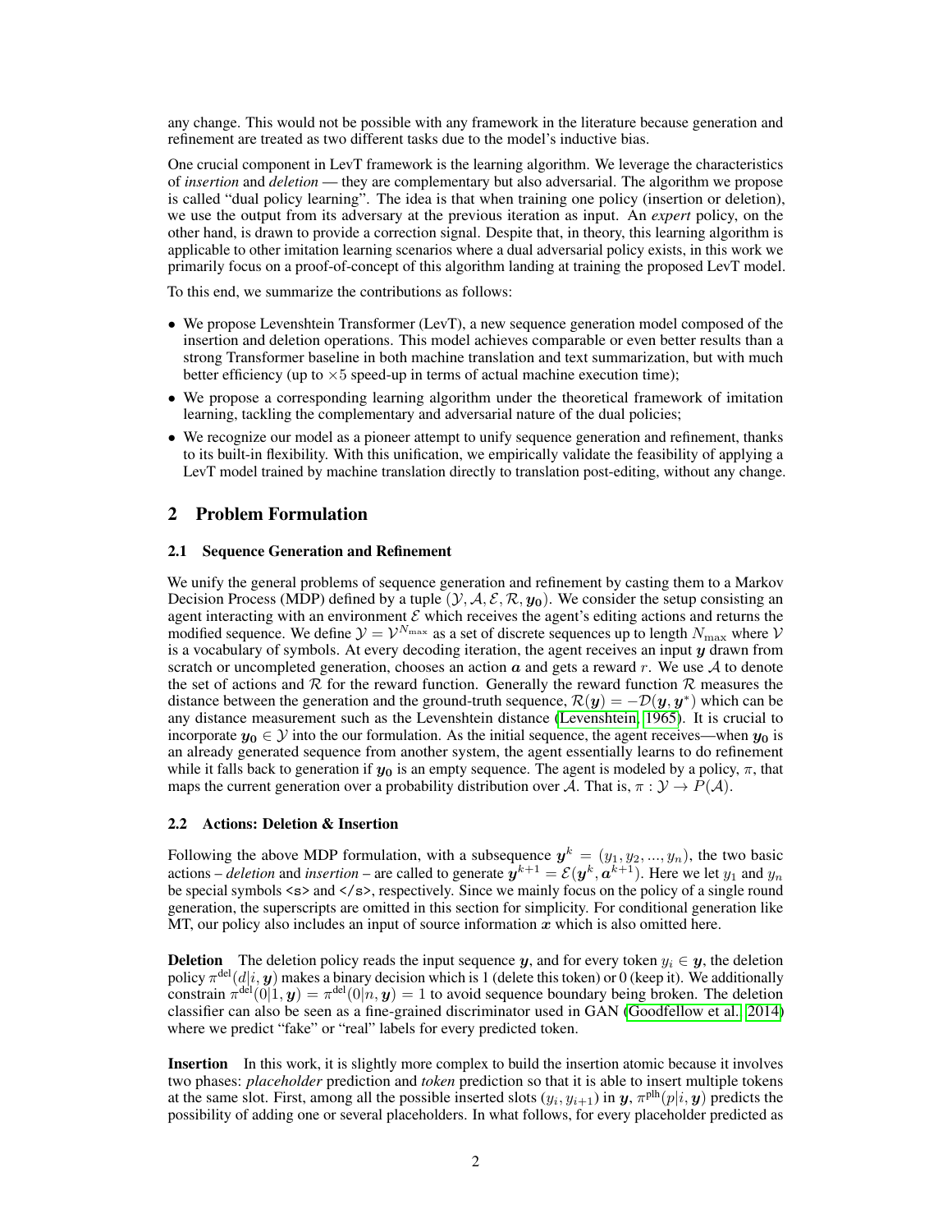any change. This would not be possible with any framework in the literature because generation and refinement are treated as two different tasks due to the model's inductive bias.

One crucial component in LevT framework is the learning algorithm. We leverage the characteristics of *insertion* and *deletion* — they are complementary but also adversarial. The algorithm we propose is called "dual policy learning". The idea is that when training one policy (insertion or deletion), we use the output from its adversary at the previous iteration as input. An *expert* policy, on the other hand, is drawn to provide a correction signal. Despite that, in theory, this learning algorithm is applicable to other imitation learning scenarios where a dual adversarial policy exists, in this work we primarily focus on a proof-of-concept of this algorithm landing at training the proposed LevT model.

To this end, we summarize the contributions as follows:

- We propose Levenshtein Transformer (LevT), a new sequence generation model composed of the insertion and deletion operations. This model achieves comparable or even better results than a strong Transformer baseline in both machine translation and text summarization, but with much better efficiency (up to $\times 5$ speed-up in terms of actual machine execution time);
- We propose a corresponding learning algorithm under the theoretical framework of imitation learning, tackling the complementary and adversarial nature of the dual policies;
- We recognize our model as a pioneer attempt to unify sequence generation and refinement, thanks to its built-in flexibility. With this unification, we empirically validate the feasibility of applying a LevT model trained by machine translation directly to translation post-editing, without any change.

## 2 Problem Formulation

### 2.1 Sequence Generation and Refinement

We unify the general problems of sequence generation and refinement by casting them to a Markov Decision Process (MDP) defined by a tuple $(\mathcal{Y}, \mathcal{A}, \mathcal{E}, \mathcal{R}, \boldsymbol{y_0})$. We consider the setup consisting an agent interacting with an environment $\mathcal{E}$ which receives the agent's editing actions and returns the modified sequence. We define $\mathcal{Y} = \mathcal{V}^{N_{\max}}$ as a set of discrete sequences up to length $N_{\max}$ where $\mathcal{V}$ is a vocabulary of symbols. At every decoding iteration, the agent receives an input $\boldsymbol{y}$ drawn from scratch or uncompleted generation, chooses an action $\boldsymbol{a}$ and gets a reward $r$. We use $\mathcal{A}$ to denote the set of actions and $\mathcal{R}$ for the reward function. Generally the reward function $\mathcal{R}$ measures the distance between the generation and the ground-truth sequence, $\mathcal{R}(\boldsymbol{y}) = -\mathcal{D}(\boldsymbol{y}, \boldsymbol{y}^*)$ which can be any distance measurement such as the Levenshtein distance (Levenshtein, 1965). It is crucial to incorporate $\boldsymbol{y_0} \in \mathcal{Y}$ into the our formulation. As the initial sequence, the agent receives—when $\boldsymbol{y_0}$ is an already generated sequence from another system, the agent essentially learns to do refinement while it falls back to generation if $\boldsymbol{y_0}$ is an empty sequence. The agent is modeled by a policy, $\pi$, that maps the current generation over a probability distribution over $\mathcal{A}$. That is, $\pi : \mathcal{Y} \to P(\mathcal{A})$.

### 2.2 Actions: Deletion & Insertion

Following the above MDP formulation, with a subsequence $\boldsymbol{y}^k = (y_1, y_2, ..., y_n)$, the two basic actions – *deletion* and *insertion* – are called to generate $\boldsymbol{y}^{k+1} = \mathcal{E}(\boldsymbol{y}^k, \boldsymbol{a}^{k+1})$. Here we let $y_1$ and $y_n$ be special symbols `<s>` and `</s>`, respectively. Since we mainly focus on the policy of a single round generation, the superscripts are omitted in this section for simplicity. For conditional generation like MT, our policy also includes an input of source information $\boldsymbol{x}$ which is also omitted here.

**Deletion** The deletion policy reads the input sequence $\boldsymbol{y}$, and for every token $y_i \in \boldsymbol{y}$, the deletion policy $\pi^{\text{del}}(d|i, \boldsymbol{y})$ makes a binary decision which is 1 (delete this token) or 0 (keep it). We additionally constrain $\pi^{\text{del}}(0|1, \boldsymbol{y}) = \pi^{\text{del}}(0|n, \boldsymbol{y}) = 1$ to avoid sequence boundary being broken. The deletion classifier can also be seen as a fine-grained discriminator used in GAN (Goodfellow et al., 2014) where we predict "fake" or "real" labels for every predicted token.

**Insertion** In this work, it is slightly more complex to build the insertion atomic because it involves two phases: *placeholder* prediction and *token* prediction so that it is able to insert multiple tokens at the same slot. First, among all the possible inserted slots $(y_i, y_{i+1})$ in $\boldsymbol{y}$, $\pi^{\text{plh}}(p|i, \boldsymbol{y})$ predicts the possibility of adding one or several placeholders. In what follows, for every placeholder predicted as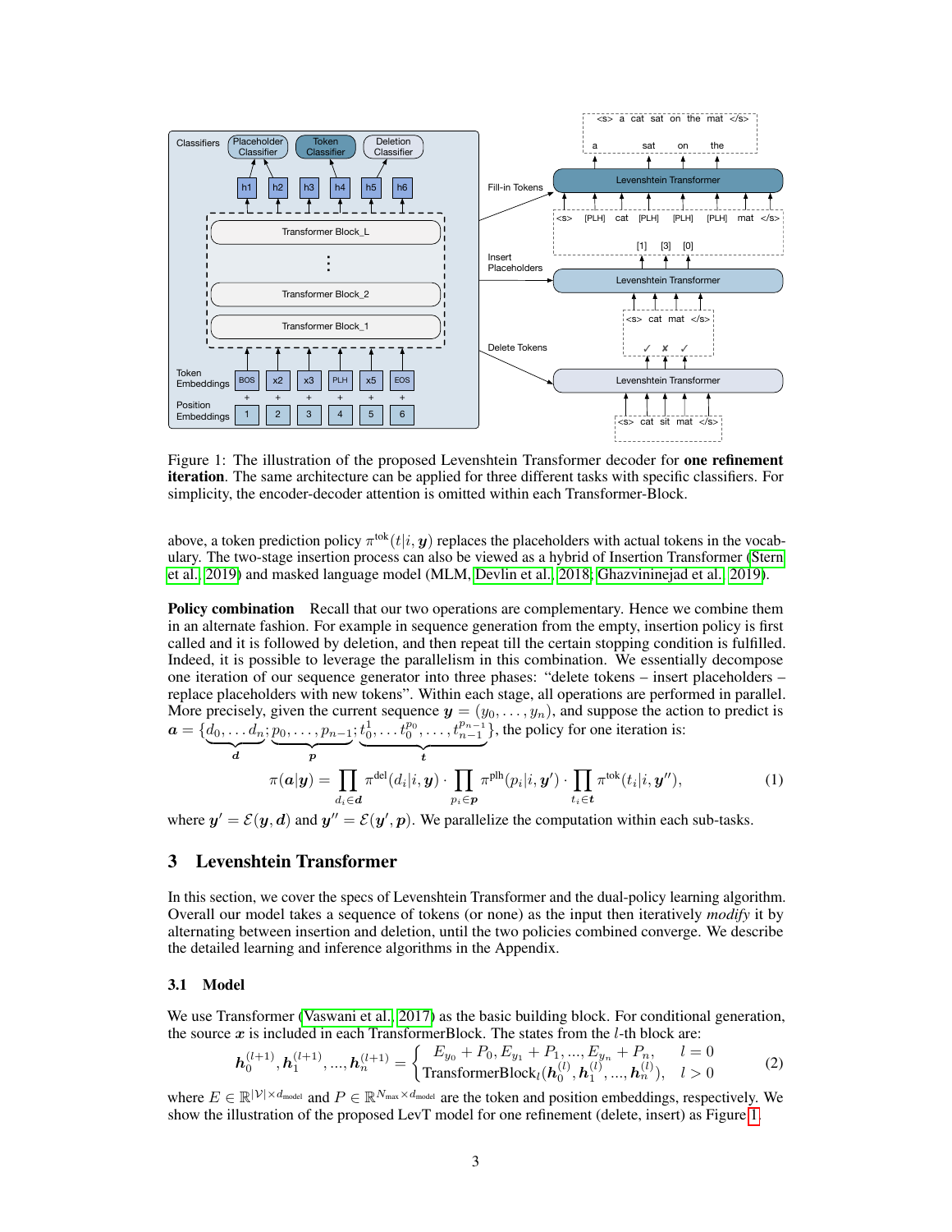Figure 1: The illustration of the proposed Levenshtein Transformer decoder for **one refinement iteration**. The same architecture can be applied for three different tasks with specific classifiers. For simplicity, the encoder-decoder attention is omitted within each Transformer-Block.

above, a token prediction policy $\pi^{\text{tok}}(t|i, \boldsymbol{y})$ replaces the placeholders with actual tokens in the vocabulary. The two-stage insertion process can also be viewed as a hybrid of Insertion Transformer (Stern et al., 2019) and masked language model (MLM, Devlin et al., 2018; Ghazvininejad et al., 2019).

**Policy combination** Recall that our two operations are complementary. Hence we combine them in an alternate fashion. For example in sequence generation from the empty, insertion policy is first called and it is followed by deletion, and then repeat till the certain stopping condition is fulfilled. Indeed, it is possible to leverage the parallelism in this combination. We essentially decompose one iteration of our sequence generator into three phases: "delete tokens – insert placeholders – replace placeholders with new tokens". Within each stage, all operations are performed in parallel. More precisely, given the current sequence $\boldsymbol{y} = (y_0, \ldots, y_n)$, and suppose the action to predict is $\boldsymbol{a} = \{\underbrace{d_0, \ldots d_n}_{\boldsymbol{d}}; \underbrace{p_0, \ldots, p_{n-1}}_{\boldsymbol{p}}; \underbrace{t_0^1, \ldots t_0^{p_0}, \ldots, t_{n-1}^{p_{n-1}}}_{\boldsymbol{t}}\}$, the policy for one iteration is:

$$\pi(\boldsymbol{a}|\boldsymbol{y}) = \prod_{d_i \in \boldsymbol{d}} \pi^{\text{del}}(d_i|i, \boldsymbol{y}) \cdot \prod_{p_i \in \boldsymbol{p}} \pi^{\text{plh}}(p_i|i, \boldsymbol{y}') \cdot \prod_{t_i \in \boldsymbol{t}} \pi^{\text{tok}}(t_i|i, \boldsymbol{y}''), \tag{1}$$

where $\boldsymbol{y}' = \mathcal{E}(\boldsymbol{y}, \boldsymbol{d})$ and $\boldsymbol{y}'' = \mathcal{E}(\boldsymbol{y}', \boldsymbol{p})$. We parallelize the computation within each sub-tasks.

## 3 Levenshtein Transformer

In this section, we cover the specs of Levenshtein Transformer and the dual-policy learning algorithm. Overall our model takes a sequence of tokens (or none) as the input then iteratively *modify* it by alternating between insertion and deletion, until the two policies combined converge. We describe the detailed learning and inference algorithms in the Appendix.

### 3.1 Model

We use Transformer (Vaswani et al., 2017) as the basic building block. For conditional generation, the source $\boldsymbol{x}$ is included in each TransformerBlock. The states from the $l$-th block are:

$$\boldsymbol{h}_0^{(l+1)}, \boldsymbol{h}_1^{(l+1)}, ..., \boldsymbol{h}_n^{(l+1)} = \begin{cases} E_{y_0} + P_0, E_{y_1} + P_1, ..., E_{y_n} + P_n, & l = 0 \\ \text{TransformerBlock}_l(\boldsymbol{h}_0^{(l)}, \boldsymbol{h}_1^{(l)}, ..., \boldsymbol{h}_n^{(l)}), & l > 0 \end{cases} \tag{2}$$

where $E \in \mathbb{R}^{|\mathcal{V}| \times d_{\text{model}}}$ and $P \in \mathbb{R}^{N_{\text{max}} \times d_{\text{model}}}$ are the token and position embeddings, respectively. We show the illustration of the proposed LevT model for one refinement (delete, insert) as Figure 1.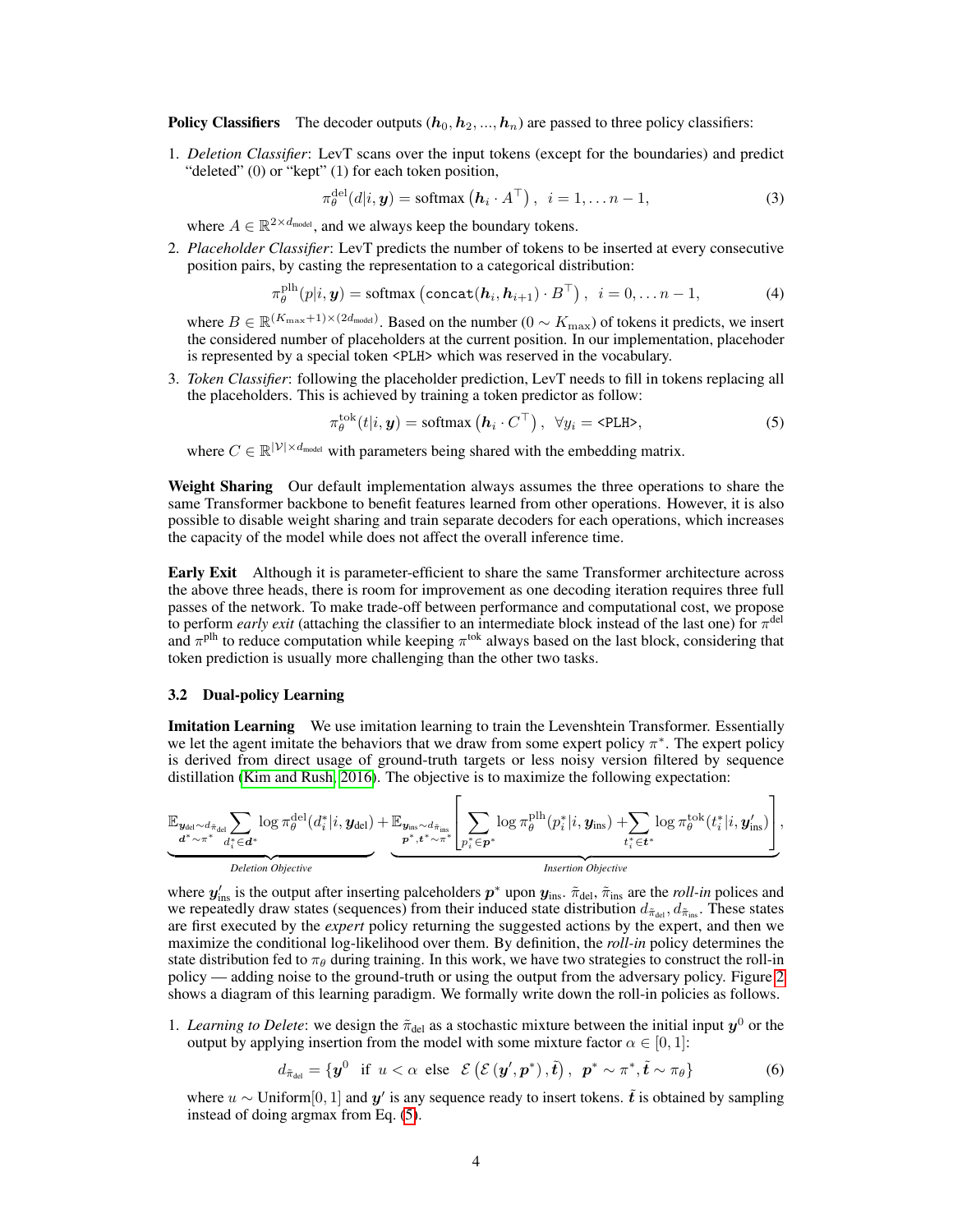**Policy Classifiers** The decoder outputs $(\boldsymbol{h}_0, \boldsymbol{h}_2, ..., \boldsymbol{h}_n)$ are passed to three policy classifiers:

1. *Deletion Classifier*: LevT scans over the input tokens (except for the boundaries) and predict "deleted" (0) or "kept" (1) for each token position,

$$\pi_\theta^{\text{del}}(d|i, \boldsymbol{y}) = \text{softmax}\left(\boldsymbol{h}_i \cdot A^\top\right), \ \ i = 1, \ldots n-1, \tag{3}$$

   where $A \in \mathbb{R}^{2 \times d_{\text{model}}}$, and we always keep the boundary tokens.

2. *Placeholder Classifier*: LevT predicts the number of tokens to be inserted at every consecutive position pairs, by casting the representation to a categorical distribution:

$$\pi_\theta^{\text{plh}}(p|i, \boldsymbol{y}) = \text{softmax}\left(\texttt{concat}(\boldsymbol{h}_i, \boldsymbol{h}_{i+1}) \cdot B^\top\right), \ \ i = 0, \ldots n-1, \tag{4}$$

   where $B \in \mathbb{R}^{(K_{\max}+1) \times (2d_{\text{model}})}$. Based on the number ($0 \sim K_{\max}$) of tokens it predicts, we insert the considered number of placeholders at the current position. In our implementation, placehoder is represented by a special token <PLH> which was reserved in the vocabulary.

3. *Token Classifier*: following the placeholder prediction, LevT needs to fill in tokens replacing all the placeholders. This is achieved by training a token predictor as follow:

$$\pi_\theta^{\text{tok}}(t|i, \boldsymbol{y}) = \text{softmax}\left(\boldsymbol{h}_i \cdot C^\top\right), \ \ \forall y_i = \texttt{<PLH>}, \tag{5}$$

   where $C \in \mathbb{R}^{|\mathcal{V}| \times d_{\text{model}}}$ with parameters being shared with the embedding matrix.

**Weight Sharing** Our default implementation always assumes the three operations to share the same Transformer backbone to benefit features learned from other operations. However, it is also possible to disable weight sharing and train separate decoders for each operations, which increases the capacity of the model while does not affect the overall inference time.

**Early Exit** Although it is parameter-efficient to share the same Transformer architecture across the above three heads, there is room for improvement as one decoding iteration requires three full passes of the network. To make trade-off between performance and computational cost, we propose to perform *early exit* (attaching the classifier to an intermediate block instead of the last one) for $\pi^{\text{del}}$ and $\pi^{\text{plh}}$ to reduce computation while keeping $\pi^{\text{tok}}$ always based on the last block, considering that token prediction is usually more challenging than the other two tasks.

### 3.2 Dual-policy Learning

**Imitation Learning** We use imitation learning to train the Levenshtein Transformer. Essentially we let the agent imitate the behaviors that we draw from some expert policy $\pi^*$. The expert policy is derived from direct usage of ground-truth targets or less noisy version filtered by sequence distillation (Kim and Rush, 2016). The objective is to maximize the following expectation:

$$\underbrace{\mathbb{E}_{\substack{\boldsymbol{y}_{\text{del}} \sim d_{\tilde{\pi}_{\text{del}}} \\ \boldsymbol{d}^* \sim \pi^*}} \sum_{d_i^* \in \boldsymbol{d}^*} \log \pi_\theta^{\text{del}}(d_i^* | i, \boldsymbol{y}_{\text{del}})}_{\textit{Deletion Objective}} + \underbrace{\mathbb{E}_{\substack{\boldsymbol{y}_{\text{ins}} \sim d_{\tilde{\pi}_{\text{ins}}} \\ \boldsymbol{p}^*, \boldsymbol{t}^* \sim \pi^*}} \left[ \sum_{p_i^* \in \boldsymbol{p}^*} \log \pi_\theta^{\text{plh}}(p_i^* | i, \boldsymbol{y}_{\text{ins}}) + \sum_{t_i^* \in \boldsymbol{t}^*} \log \pi_\theta^{\text{tok}}(t_i^* | i, \boldsymbol{y}'_{\text{ins}}) \right]}_{\textit{Insertion Objective}},$$

where $\boldsymbol{y}'_{\text{ins}}$ is the output after inserting palceholders $\boldsymbol{p}^*$ upon $\boldsymbol{y}_{\text{ins}}$. $\tilde{\pi}_{\text{del}}$, $\tilde{\pi}_{\text{ins}}$ are the *roll-in* polices and we repeatedly draw states (sequences) from their induced state distribution $d_{\tilde{\pi}_{\text{del}}}, d_{\tilde{\pi}_{\text{ins}}}$. These states are first executed by the *expert* policy returning the suggested actions by the expert, and then we maximize the conditional log-likelihood over them. By definition, the *roll-in* policy determines the state distribution fed to $\pi_\theta$ during training. In this work, we have two strategies to construct the roll-in policy — adding noise to the ground-truth or using the output from the adversary policy. Figure 2 shows a diagram of this learning paradigm. We formally write down the roll-in policies as follows.

1. *Learning to Delete*: we design the $\tilde{\pi}_{\text{del}}$ as a stochastic mixture between the initial input $\boldsymbol{y}^0$ or the output by applying insertion from the model with some mixture factor $\alpha \in [0, 1]$:

$$d_{\tilde{\pi}_{\text{del}}} = \{\boldsymbol{y}^0 \ \text{ if } \ u < \alpha \ \text{ else } \ \mathcal{E}\left(\mathcal{E}\left(\boldsymbol{y}', \boldsymbol{p}^*\right), \tilde{\boldsymbol{t}}\right), \ \ \boldsymbol{p}^* \sim \pi^*, \tilde{\boldsymbol{t}} \sim \pi_\theta\} \tag{6}$$

   where $u \sim \text{Uniform}[0, 1]$ and $\boldsymbol{y}'$ is any sequence ready to insert tokens. $\tilde{\boldsymbol{t}}$ is obtained by sampling instead of doing argmax from Eq. (5).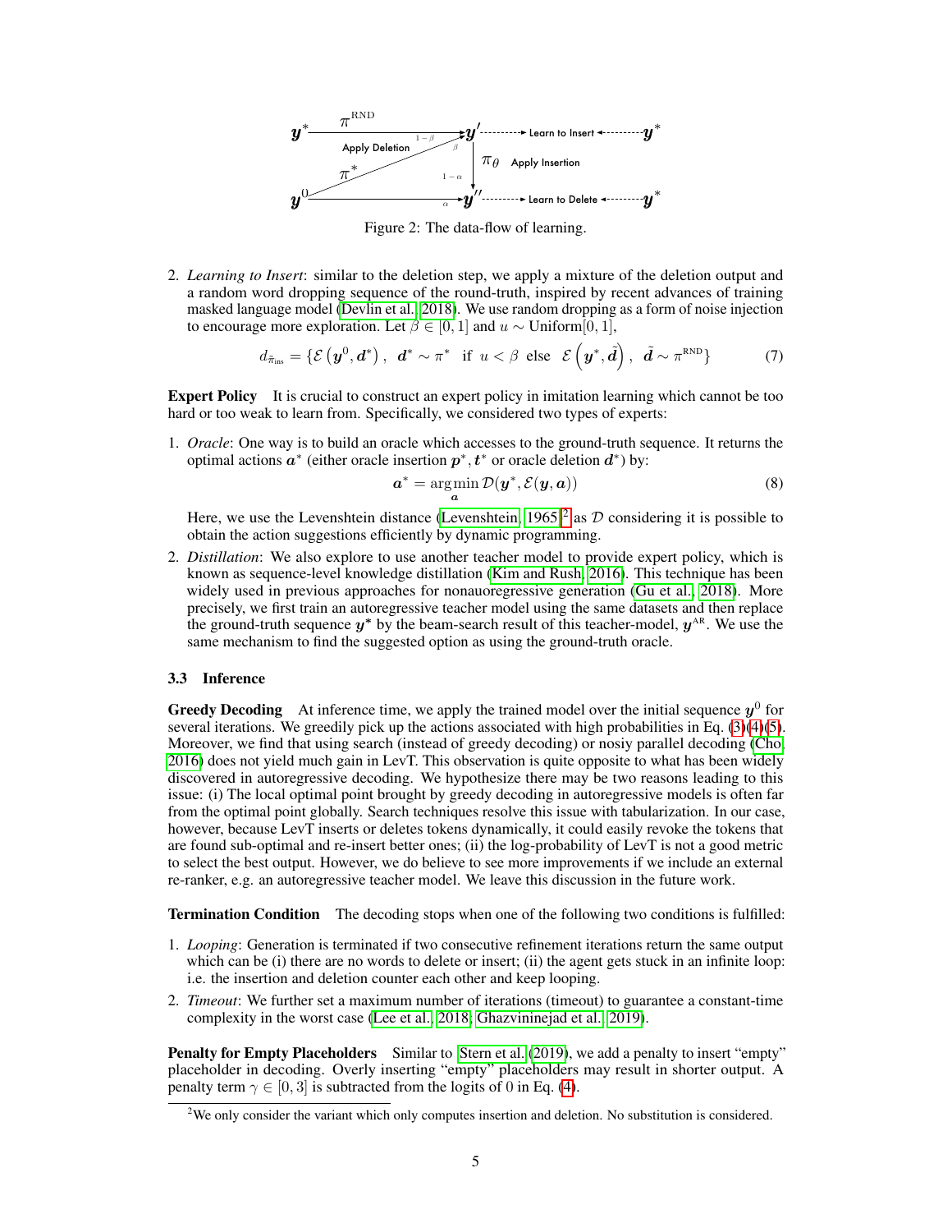Figure 2: The data-flow of learning.

2. *Learning to Insert*: similar to the deletion step, we apply a mixture of the deletion output and a random word dropping sequence of the round-truth, inspired by recent advances of training masked language model (Devlin et al., 2018). We use random dropping as a form of noise injection to encourage more exploration. Let $\beta \in [0, 1]$ and $u \sim \text{Uniform}[0, 1]$,

$$d_{\tilde{\pi}_{\text{ins}}} = \{\mathcal{E}\left(\boldsymbol{y}^0, \boldsymbol{d}^*\right), \ \ \boldsymbol{d}^* \sim \pi^* \ \text{ if } \ u < \beta \ \text{ else } \ \mathcal{E}\left(\boldsymbol{y}^*, \tilde{\boldsymbol{d}}\right), \ \ \tilde{\boldsymbol{d}} \sim \pi^{\text{RND}}\} \tag{7}$$

**Expert Policy** It is crucial to construct an expert policy in imitation learning which cannot be too hard or too weak to learn from. Specifically, we considered two types of experts:

1. *Oracle*: One way is to build an oracle which accesses to the ground-truth sequence. It returns the optimal actions $\boldsymbol{a}^*$ (either oracle insertion $\boldsymbol{p}^*, \boldsymbol{t}^*$ or oracle deletion $\boldsymbol{d}^*$) by:

$$\boldsymbol{a}^* = \operatorname*{argmin}_{\boldsymbol{a}} \mathcal{D}(\boldsymbol{y}^*, \mathcal{E}(\boldsymbol{y}, \boldsymbol{a})) \tag{8}$$

Here, we use the Levenshtein distance (Levenshtein, 1965)[2] as $\mathcal{D}$ considering it is possible to obtain the action suggestions efficiently by dynamic programming.

2. *Distillation*: We also explore to use another teacher model to provide expert policy, which is known as sequence-level knowledge distillation (Kim and Rush, 2016). This technique has been widely used in previous approaches for nonauoregressive generation (Gu et al., 2018). More precisely, we first train an autoregressive teacher model using the same datasets and then replace the ground-truth sequence $\boldsymbol{y}^*$ by the beam-search result of this teacher-model, $\boldsymbol{y}^{\text{AR}}$. We use the same mechanism to find the suggested option as using the ground-truth oracle.

### 3.3 Inference

**Greedy Decoding** At inference time, we apply the trained model over the initial sequence $\boldsymbol{y}^0$ for several iterations. We greedily pick up the actions associated with high probabilities in Eq. (3)(4)(5). Moreover, we find that using search (instead of greedy decoding) or nosiy parallel decoding (Cho, 2016) does not yield much gain in LevT. This observation is quite opposite to what has been widely discovered in autoregressive decoding. We hypothesize there may be two reasons leading to this issue: (i) The local optimal point brought by greedy decoding in autoregressive models is often far from the optimal point globally. Search techniques resolve this issue with tabularization. In our case, however, because LevT inserts or deletes tokens dynamically, it could easily revoke the tokens that are found sub-optimal and re-insert better ones; (ii) the log-probability of LevT is not a good metric to select the best output. However, we do believe to see more improvements if we include an external re-ranker, e.g. an autoregressive teacher model. We leave this discussion in the future work.

**Termination Condition** The decoding stops when one of the following two conditions is fulfilled:

1. *Looping*: Generation is terminated if two consecutive refinement iterations return the same output which can be (i) there are no words to delete or insert; (ii) the agent gets stuck in an infinite loop: i.e. the insertion and deletion counter each other and keep looping.
2. *Timeout*: We further set a maximum number of iterations (timeout) to guarantee a constant-time complexity in the worst case (Lee et al., 2018; Ghazvininejad et al., 2019).

**Penalty for Empty Placeholders** Similar to Stern et al. (2019), we add a penalty to insert "empty" placeholder in decoding. Overly inserting "empty" placeholders may result in shorter output. A penalty term $\gamma \in [0, 3]$ is subtracted from the logits of 0 in Eq. (4).

[2] We only consider the variant which only computes insertion and deletion. No substitution is considered.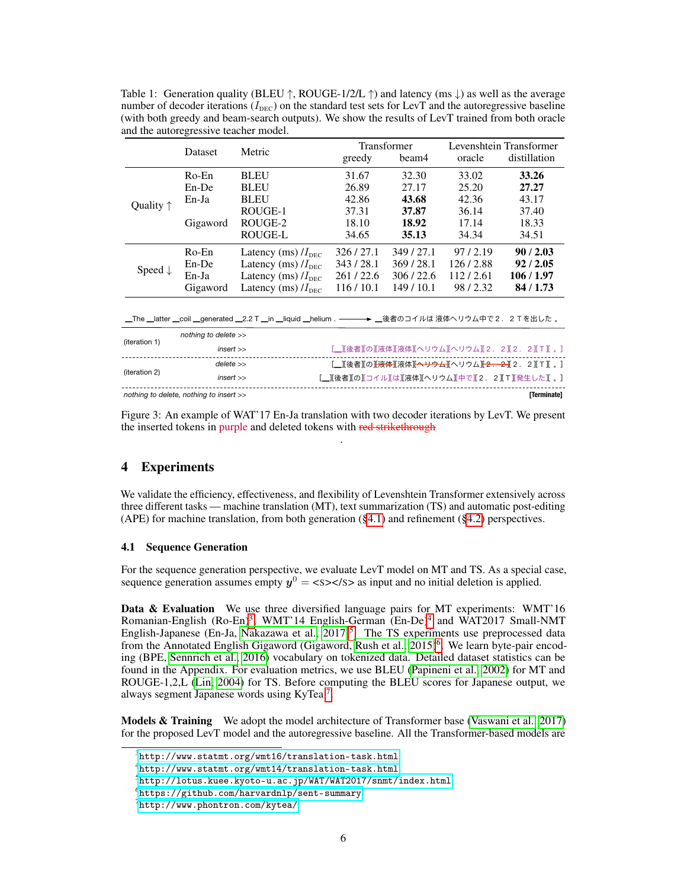Table 1: Generation quality (BLEU ↑, ROUGE-1/2/L ↑) and latency (ms ↓) as well as the average number of decoder iterations ($I_{\text{DEC}}$) on the standard test sets for LevT and the autoregressive baseline (with both greedy and beam-search outputs). We show the results of LevT trained from both oracle and the autoregressive teacher model.

| | Dataset | Metric | Transformer | | Levenshtein Transformer | |
|---|---|---|---|---|---|---|
| | | | greedy | beam4 | oracle | distillation |
| Quality ↑ | Ro-En | BLEU | 31.67 | 32.30 | 33.02 | **33.26** |
| | En-De | BLEU | 26.89 | 27.17 | 25.20 | **27.27** |
| | En-Ja | BLEU | 42.86 | **43.68** | 42.36 | 43.17 |
| | Gigaword | ROUGE-1 | 37.31 | **37.87** | 36.14 | 37.40 |
| | | ROUGE-2 | 18.10 | **18.92** | 17.14 | 18.33 |
| | | ROUGE-L | 34.65 | **35.13** | 34.34 | 34.51 |
| Speed ↓ | Ro-En | Latency (ms) / $I_{\text{DEC}}$ | 326 / 27.1 | 349 / 27.1 | 97 / 2.19 | **90 / 2.03** |
| | En-De | Latency (ms) / $I_{\text{DEC}}$ | 343 / 28.1 | 369 / 28.1 | 126 / 2.88 | **92 / 2.05** |
| | En-Ja | Latency (ms) / $I_{\text{DEC}}$ | 261 / 22.6 | 306 / 22.6 | 112 / 2.61 | **106 / 1.97** |
| | Gigaword | Latency (ms) / $I_{\text{DEC}}$ | 116 / 10.1 | 149 / 10.1 | 98 / 2.32 | **84 / 1.73** |

_The _latter _coil _generated _2.2 T _in _liquid _helium . ⟶ _後者のコイルは 液体ヘリウム中で２．２Ｔを出した 。

(iteration 1) nothing to delete >>
insert >> [_][後者][の][液体][液体][ヘリウム][ヘリウム][２．２][２．２][Ｔ][。]

(iteration 2) delete >> [_][後者][の][~~液体~~][液体][~~ヘリウム~~][ヘリウム][~~２．２~~][２．２][Ｔ][。]
insert >> [_][後者][の][コイル][は][液体][ヘリウム][中で][２．２][Ｔ][発生した][。]

nothing to delete, nothing to insert >> **[Terminate]**

Figure 3: An example of WAT'17 En-Ja translation with two decoder iterations by LevT. We present the inserted tokens in purple and deleted tokens with ~~red strikethrough~~

## 4 Experiments

We validate the efficiency, effectiveness, and flexibility of Levenshtein Transformer extensively across three different tasks — machine translation (MT), text summarization (TS) and automatic post-editing (APE) for machine translation, from both generation (§4.1) and refinement (§4.2) perspectives.

### 4.1 Sequence Generation

For the sequence generation perspective, we evaluate LevT model on MT and TS. As a special case, sequence generation assumes empty $y^0 = $ <s></s> as input and no initial deletion is applied.

**Data & Evaluation** We use three diversified language pairs for MT experiments: WMT'16 Romanian-English (Ro-En)[3], WMT'14 English-German (En-De)[4] and WAT2017 Small-NMT English-Japanese (En-Ja, Nakazawa et al., 2017)[5]. The TS experiments use preprocessed data from the Annotated English Gigaword (Gigaword, Rush et al., 2015)[6]. We learn byte-pair encoding (BPE, Sennrich et al., 2016) vocabulary on tokenized data. Detailed dataset statistics can be found in the Appendix. For evaluation metrics, we use BLEU (Papineni et al., 2002) for MT and ROUGE-1,2,L (Lin, 2004) for TS. Before computing the BLEU scores for Japanese output, we always segment Japanese words using KyTea[7].

**Models & Training** We adopt the model architecture of Transformer base (Vaswani et al., 2017) for the proposed LevT model and the autoregressive baseline. All the Transformer-based models are

[3] http://www.statmt.org/wmt16/translation-task.html
[4] http://www.statmt.org/wmt14/translation-task.html
[5] http://lotus.kuee.kyoto-u.ac.jp/WAT/WAT2017/snmt/index.html
[6] https://github.com/harvardnlp/sent-summary
[7] http://www.phontron.com/kytea/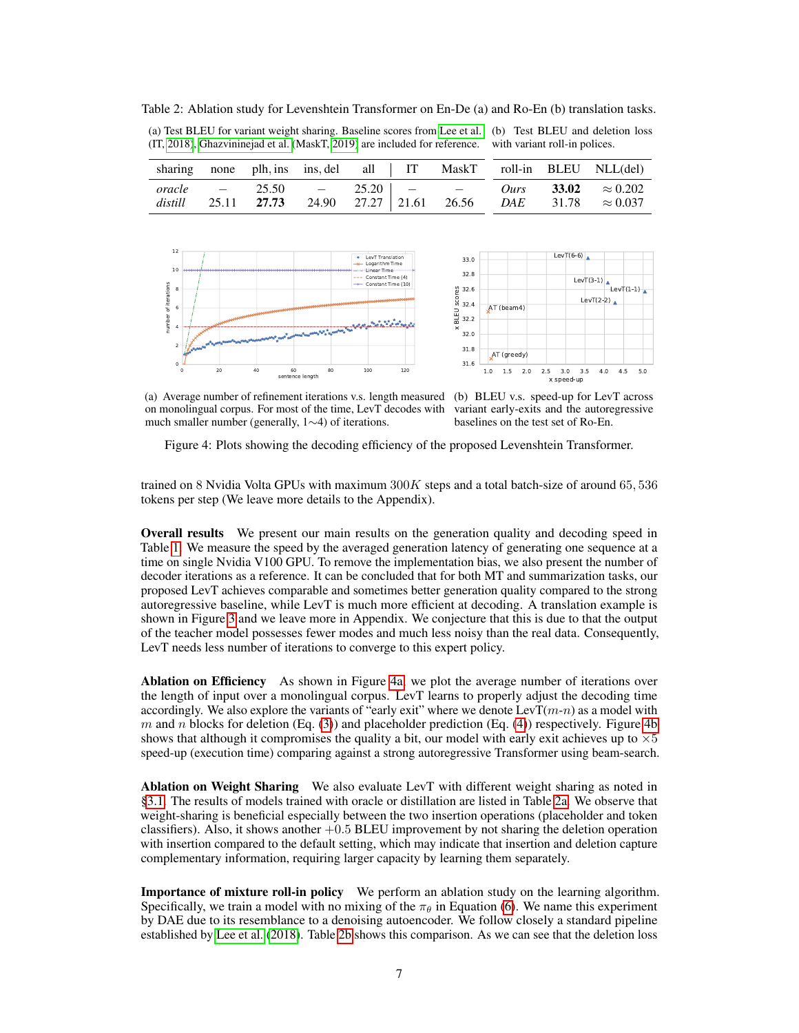Table 2: Ablation study for Levenshtein Transformer on En-De (a) and Ro-En (b) translation tasks.

(a) Test BLEU for variant weight sharing. Baseline scores from Lee et al. (IT, 2018), Ghazvininejad et al. (MaskT, 2019) are included for reference.

| sharing | none | plh, ins | ins, del | all | IT | MaskT |
|---|---|---|---|---|---|---|
| *oracle* | – | 25.50 | – | 25.20 | – | – |
| *distill* | 25.11 | **27.73** | 24.90 | 27.27 | 21.61 | 26.56 |

(b) Test BLEU and deletion loss with variant roll-in polices.

| roll-in | BLEU | NLL(del) |
|---|---|---|
| *Ours* | **33.02** | $\approx 0.202$ |
| *DAE* | 31.78 | $\approx 0.037$ |

(a) Average number of refinement iterations v.s. length measured on monolingual corpus. For most of the time, LevT decodes with much smaller number (generally, 1∼4) of iterations.

(b) BLEU v.s. speed-up for LevT across variant early-exits and the autoregressive baselines on the test set of Ro-En.

Figure 4: Plots showing the decoding efficiency of the proposed Levenshtein Transformer.

trained on 8 Nvidia Volta GPUs with maximum $300K$ steps and a total batch-size of around $65,536$ tokens per step (We leave more details to the Appendix).

**Overall results** We present our main results on the generation quality and decoding speed in Table 1. We measure the speed by the averaged generation latency of generating one sequence at a time on single Nvidia V100 GPU. To remove the implementation bias, we also present the number of decoder iterations as a reference. It can be concluded that for both MT and summarization tasks, our proposed LevT achieves comparable and sometimes better generation quality compared to the strong autoregressive baseline, while LevT is much more efficient at decoding. A translation example is shown in Figure 3 and we leave more in Appendix. We conjecture that this is due to that the output of the teacher model possesses fewer modes and much less noisy than the real data. Consequently, LevT needs less number of iterations to converge to this expert policy.

**Ablation on Efficiency** As shown in Figure 4a, we plot the average number of iterations over the length of input over a monolingual corpus. LevT learns to properly adjust the decoding time accordingly. We also explore the variants of "early exit" where we denote LevT($m$-$n$) as a model with $m$ and $n$ blocks for deletion (Eq. (3)) and placeholder prediction (Eq. (4)) respectively. Figure 4b shows that although it compromises the quality a bit, our model with early exit achieves up to $\times 5$ speed-up (execution time) comparing against a strong autoregressive Transformer using beam-search.

**Ablation on Weight Sharing** We also evaluate LevT with different weight sharing as noted in §3.1. The results of models trained with oracle or distillation are listed in Table 2a. We observe that weight-sharing is beneficial especially between the two insertion operations (placeholder and token classifiers). Also, it shows another $+0.5$ BLEU improvement by not sharing the deletion operation with insertion compared to the default setting, which may indicate that insertion and deletion capture complementary information, requiring larger capacity by learning them separately.

**Importance of mixture roll-in policy** We perform an ablation study on the learning algorithm. Specifically, we train a model with no mixing of the $\pi_\theta$ in Equation (6). We name this experiment by DAE due to its resemblance to a denoising autoencoder. We follow closely a standard pipeline established by Lee et al. (2018). Table 2b shows this comparison. As we can see that the deletion loss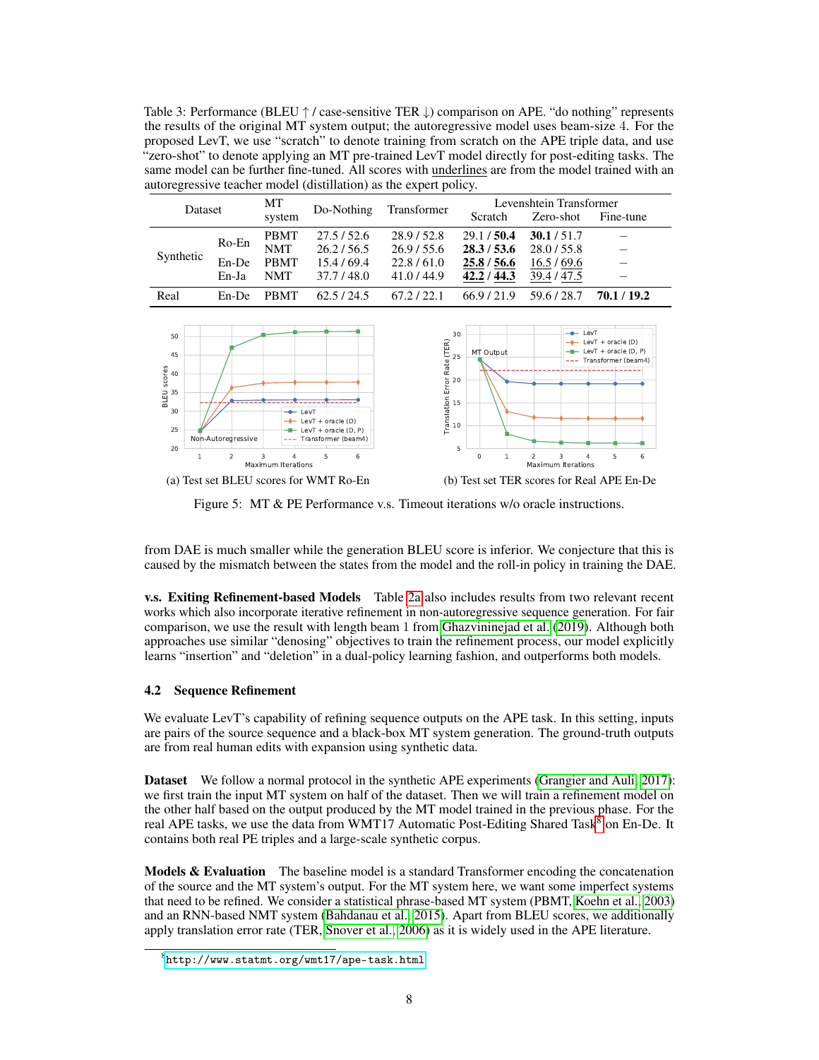Table 3: Performance (BLEU ↑ / case-sensitive TER ↓) comparison on APE. "do nothing" represents the results of the original MT system output; the autoregressive model uses beam-size 4. For the proposed LevT, we use "scratch" to denote training from scratch on the APE triple data, and use "zero-shot" to denote applying an MT pre-trained LevT model directly for post-editing tasks. The same model can be further fine-tuned. All scores with underlines are from the model trained with an autoregressive teacher model (distillation) as the expert policy.

| Dataset | | MT system | Do-Nothing | Transformer | Levenshtein Transformer | | |
|---|---|---|---|---|---|---|---|
| | | | | | Scratch | Zero-shot | Fine-tune |
| Synthetic | Ro-En | PBMT | 27.5 / 52.6 | 28.9 / 52.8 | 29.1 / **50.4** | **30.1** / 51.7 | – |
| | | NMT | 26.2 / 56.5 | 26.9 / 55.6 | **28.3** / **53.6** | 28.0 / 55.8 | – |
| | En-De | PBMT | 15.4 / 69.4 | 22.8 / 61.0 | <u>**25.8**</u> / <u>**56.6**</u> | <u>16.5</u> / <u>69.6</u> | – |
| | En-Ja | NMT | 37.7 / 48.0 | 41.0 / 44.9 | <u>**42.2**</u> / <u>**44.3**</u> | <u>39.4</u> / <u>47.5</u> | – |
| Real | En-De | PBMT | 62.5 / 24.5 | 67.2 / 22.1 | 66.9 / 21.9 | 59.6 / 28.7 | **70.1** / **19.2** |

(a) Test set BLEU scores for WMT Ro-En

(b) Test set TER scores for Real APE En-De

Figure 5: MT & PE Performance v.s. Timeout iterations w/o oracle instructions.

from DAE is much smaller while the generation BLEU score is inferior. We conjecture that this is caused by the mismatch between the states from the model and the roll-in policy in training the DAE.

**v.s. Exiting Refinement-based Models** Table 2a also includes results from two relevant recent works which also incorporate iterative refinement in non-autoregressive sequence generation. For fair comparison, we use the result with length beam 1 from Ghazvininejad et al. (2019). Although both approaches use similar "denosing" objectives to train the refinement process, our model explicitly learns "insertion" and "deletion" in a dual-policy learning fashion, and outperforms both models.

### 4.2 Sequence Refinement

We evaluate LevT's capability of refining sequence outputs on the APE task. In this setting, inputs are pairs of the source sequence and a black-box MT system generation. The ground-truth outputs are from real human edits with expansion using synthetic data.

**Dataset** We follow a normal protocol in the synthetic APE experiments (Grangier and Auli, 2017): we first train the input MT system on half of the dataset. Then we will train a refinement model on the other half based on the output produced by the MT model trained in the previous phase. For the real APE tasks, we use the data from WMT17 Automatic Post-Editing Shared Task[8] on En-De. It contains both real PE triples and a large-scale synthetic corpus.

**Models & Evaluation** The baseline model is a standard Transformer encoding the concatenation of the source and the MT system's output. For the MT system here, we want some imperfect systems that need to be refined. We consider a statistical phrase-based MT system (PBMT, Koehn et al., 2003) and an RNN-based NMT system (Bahdanau et al., 2015). Apart from BLEU scores, we additionally apply translation error rate (TER, Snover et al., 2006) as it is widely used in the APE literature.

[8] http://www.statmt.org/wmt17/ape-task.html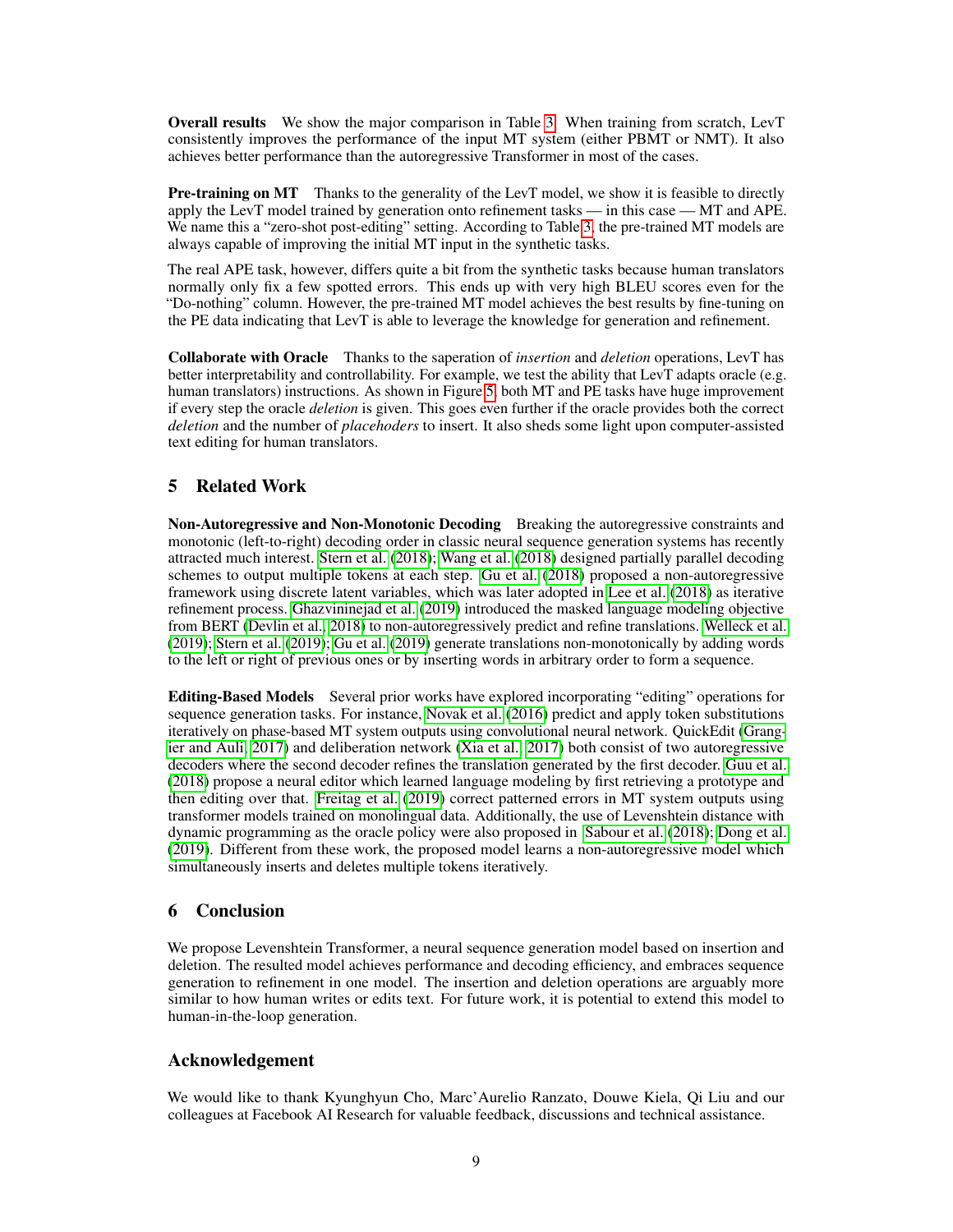**Overall results** We show the major comparison in Table 3. When training from scratch, LevT consistently improves the performance of the input MT system (either PBMT or NMT). It also achieves better performance than the autoregressive Transformer in most of the cases.

**Pre-training on MT** Thanks to the generality of the LevT model, we show it is feasible to directly apply the LevT model trained by generation onto refinement tasks — in this case — MT and APE. We name this a "zero-shot post-editing" setting. According to Table 3, the pre-trained MT models are always capable of improving the initial MT input in the synthetic tasks.

The real APE task, however, differs quite a bit from the synthetic tasks because human translators normally only fix a few spotted errors. This ends up with very high BLEU scores even for the "Do-nothing" column. However, the pre-trained MT model achieves the best results by fine-tuning on the PE data indicating that LevT is able to leverage the knowledge for generation and refinement.

**Collaborate with Oracle** Thanks to the saperation of *insertion* and *deletion* operations, LevT has better interpretability and controllability. For example, we test the ability that LevT adapts oracle (e.g. human translators) instructions. As shown in Figure 5, both MT and PE tasks have huge improvement if every step the oracle *deletion* is given. This goes even further if the oracle provides both the correct *deletion* and the number of *placehoders* to insert. It also sheds some light upon computer-assisted text editing for human translators.

## 5 Related Work

**Non-Autoregressive and Non-Monotonic Decoding** Breaking the autoregressive constraints and monotonic (left-to-right) decoding order in classic neural sequence generation systems has recently attracted much interest. Stern et al. (2018); Wang et al. (2018) designed partially parallel decoding schemes to output multiple tokens at each step. Gu et al. (2018) proposed a non-autoregressive framework using discrete latent variables, which was later adopted in Lee et al. (2018) as iterative refinement process. Ghazvininejad et al. (2019) introduced the masked language modeling objective from BERT (Devlin et al., 2018) to non-autoregressively predict and refine translations. Welleck et al. (2019); Stern et al. (2019); Gu et al. (2019) generate translations non-monotonically by adding words to the left or right of previous ones or by inserting words in arbitrary order to form a sequence.

**Editing-Based Models** Several prior works have explored incorporating "editing" operations for sequence generation tasks. For instance, Novak et al. (2016) predict and apply token substitutions iteratively on phase-based MT system outputs using convolutional neural network. QuickEdit (Grangier and Auli, 2017) and deliberation network (Xia et al., 2017) both consist of two autoregressive decoders where the second decoder refines the translation generated by the first decoder. Guu et al. (2018) propose a neural editor which learned language modeling by first retrieving a prototype and then editing over that. Freitag et al. (2019) correct patterned errors in MT system outputs using transformer models trained on monolingual data. Additionally, the use of Levenshtein distance with dynamic programming as the oracle policy were also proposed in Sabour et al. (2018); Dong et al. (2019). Different from these work, the proposed model learns a non-autoregressive model which simultaneously inserts and deletes multiple tokens iteratively.

## 6 Conclusion

We propose Levenshtein Transformer, a neural sequence generation model based on insertion and deletion. The resulted model achieves performance and decoding efficiency, and embraces sequence generation to refinement in one model. The insertion and deletion operations are arguably more similar to how human writes or edits text. For future work, it is potential to extend this model to human-in-the-loop generation.

## Acknowledgement

We would like to thank Kyunghyun Cho, Marc'Aurelio Ranzato, Douwe Kiela, Qi Liu and our colleagues at Facebook AI Research for valuable feedback, discussions and technical assistance.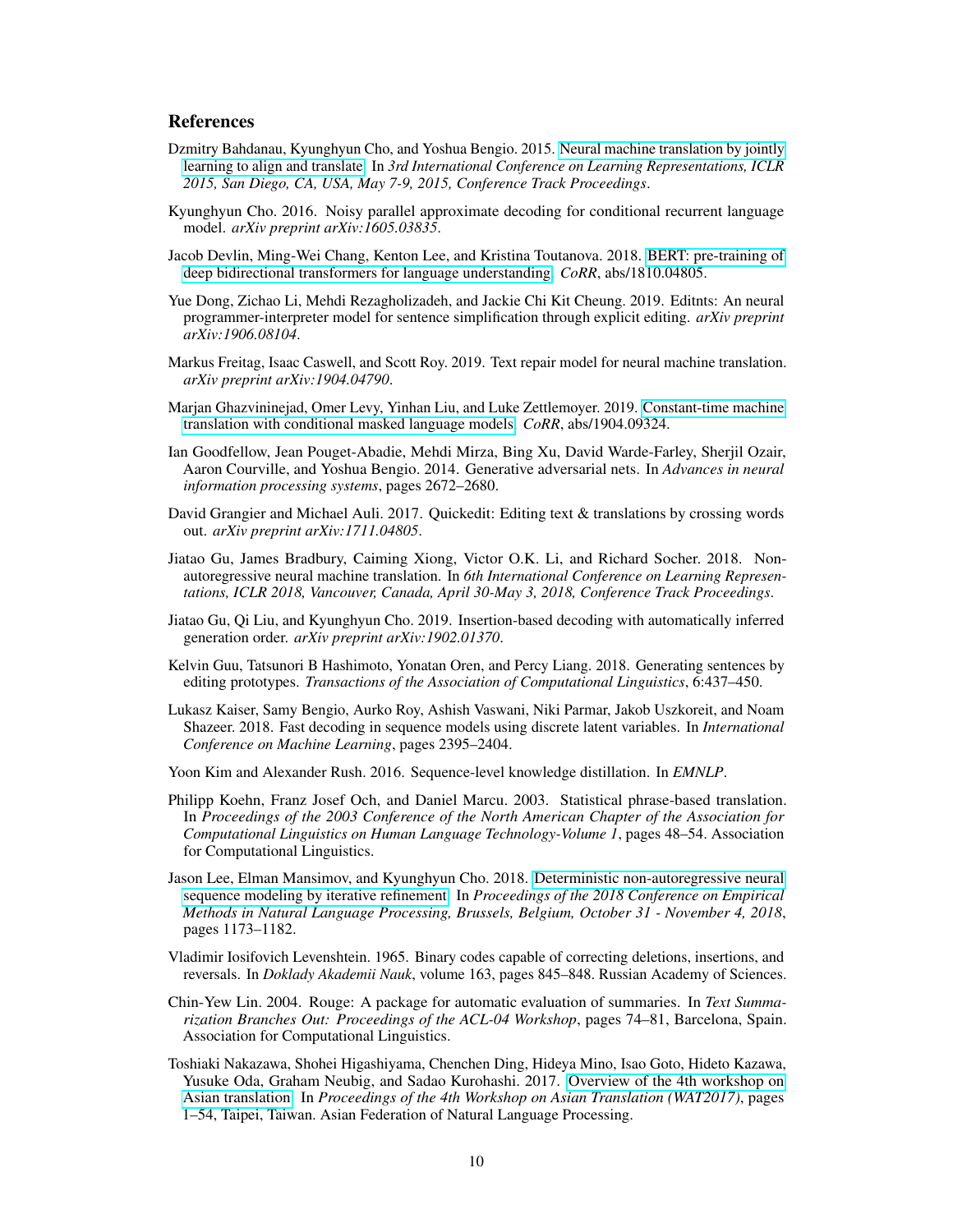## References

Dzmitry Bahdanau, Kyunghyun Cho, and Yoshua Bengio. 2015. Neural machine translation by jointly learning to align and translate. In *3rd International Conference on Learning Representations, ICLR 2015, San Diego, CA, USA, May 7-9, 2015, Conference Track Proceedings*.

Kyunghyun Cho. 2016. Noisy parallel approximate decoding for conditional recurrent language model. *arXiv preprint arXiv:1605.03835*.

Jacob Devlin, Ming-Wei Chang, Kenton Lee, and Kristina Toutanova. 2018. BERT: pre-training of deep bidirectional transformers for language understanding. *CoRR*, abs/1810.04805.

Yue Dong, Zichao Li, Mehdi Rezagholizadeh, and Jackie Chi Kit Cheung. 2019. Editnts: An neural programmer-interpreter model for sentence simplification through explicit editing. *arXiv preprint arXiv:1906.08104*.

Markus Freitag, Isaac Caswell, and Scott Roy. 2019. Text repair model for neural machine translation. *arXiv preprint arXiv:1904.04790*.

Marjan Ghazvininejad, Omer Levy, Yinhan Liu, and Luke Zettlemoyer. 2019. Constant-time machine translation with conditional masked language models. *CoRR*, abs/1904.09324.

Ian Goodfellow, Jean Pouget-Abadie, Mehdi Mirza, Bing Xu, David Warde-Farley, Sherjil Ozair, Aaron Courville, and Yoshua Bengio. 2014. Generative adversarial nets. In *Advances in neural information processing systems*, pages 2672–2680.

David Grangier and Michael Auli. 2017. Quickedit: Editing text & translations by crossing words out. *arXiv preprint arXiv:1711.04805*.

Jiatao Gu, James Bradbury, Caiming Xiong, Victor O.K. Li, and Richard Socher. 2018. Non-autoregressive neural machine translation. In *6th International Conference on Learning Representations, ICLR 2018, Vancouver, Canada, April 30-May 3, 2018, Conference Track Proceedings*.

Jiatao Gu, Qi Liu, and Kyunghyun Cho. 2019. Insertion-based decoding with automatically inferred generation order. *arXiv preprint arXiv:1902.01370*.

Kelvin Guu, Tatsunori B Hashimoto, Yonatan Oren, and Percy Liang. 2018. Generating sentences by editing prototypes. *Transactions of the Association of Computational Linguistics*, 6:437–450.

Lukasz Kaiser, Samy Bengio, Aurko Roy, Ashish Vaswani, Niki Parmar, Jakob Uszkoreit, and Noam Shazeer. 2018. Fast decoding in sequence models using discrete latent variables. In *International Conference on Machine Learning*, pages 2395–2404.

Yoon Kim and Alexander Rush. 2016. Sequence-level knowledge distillation. In *EMNLP*.

Philipp Koehn, Franz Josef Och, and Daniel Marcu. 2003. Statistical phrase-based translation. In *Proceedings of the 2003 Conference of the North American Chapter of the Association for Computational Linguistics on Human Language Technology-Volume 1*, pages 48–54. Association for Computational Linguistics.

Jason Lee, Elman Mansimov, and Kyunghyun Cho. 2018. Deterministic non-autoregressive neural sequence modeling by iterative refinement. In *Proceedings of the 2018 Conference on Empirical Methods in Natural Language Processing, Brussels, Belgium, October 31 - November 4, 2018*, pages 1173–1182.

Vladimir Iosifovich Levenshtein. 1965. Binary codes capable of correcting deletions, insertions, and reversals. In *Doklady Akademii Nauk*, volume 163, pages 845–848. Russian Academy of Sciences.

Chin-Yew Lin. 2004. Rouge: A package for automatic evaluation of summaries. In *Text Summarization Branches Out: Proceedings of the ACL-04 Workshop*, pages 74–81, Barcelona, Spain. Association for Computational Linguistics.

Toshiaki Nakazawa, Shohei Higashiyama, Chenchen Ding, Hideya Mino, Isao Goto, Hideto Kazawa, Yusuke Oda, Graham Neubig, and Sadao Kurohashi. 2017. Overview of the 4th workshop on Asian translation. In *Proceedings of the 4th Workshop on Asian Translation (WAT2017)*, pages 1–54, Taipei, Taiwan. Asian Federation of Natural Language Processing.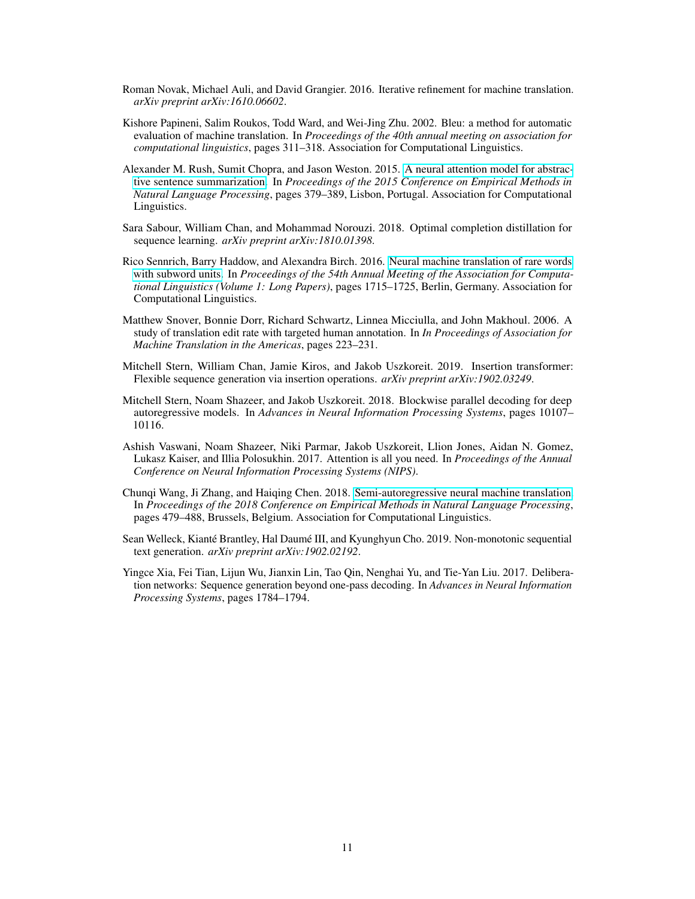Roman Novak, Michael Auli, and David Grangier. 2016. Iterative refinement for machine translation. *arXiv preprint arXiv:1610.06602*.

Kishore Papineni, Salim Roukos, Todd Ward, and Wei-Jing Zhu. 2002. Bleu: a method for automatic evaluation of machine translation. In *Proceedings of the 40th annual meeting on association for computational linguistics*, pages 311–318. Association for Computational Linguistics.

Alexander M. Rush, Sumit Chopra, and Jason Weston. 2015. A neural attention model for abstractive sentence summarization. In *Proceedings of the 2015 Conference on Empirical Methods in Natural Language Processing*, pages 379–389, Lisbon, Portugal. Association for Computational Linguistics.

Sara Sabour, William Chan, and Mohammad Norouzi. 2018. Optimal completion distillation for sequence learning. *arXiv preprint arXiv:1810.01398*.

Rico Sennrich, Barry Haddow, and Alexandra Birch. 2016. Neural machine translation of rare words with subword units. In *Proceedings of the 54th Annual Meeting of the Association for Computational Linguistics (Volume 1: Long Papers)*, pages 1715–1725, Berlin, Germany. Association for Computational Linguistics.

Matthew Snover, Bonnie Dorr, Richard Schwartz, Linnea Micciulla, and John Makhoul. 2006. A study of translation edit rate with targeted human annotation. In *In Proceedings of Association for Machine Translation in the Americas*, pages 223–231.

Mitchell Stern, William Chan, Jamie Kiros, and Jakob Uszkoreit. 2019. Insertion transformer: Flexible sequence generation via insertion operations. *arXiv preprint arXiv:1902.03249*.

Mitchell Stern, Noam Shazeer, and Jakob Uszkoreit. 2018. Blockwise parallel decoding for deep autoregressive models. In *Advances in Neural Information Processing Systems*, pages 10107–10116.

Ashish Vaswani, Noam Shazeer, Niki Parmar, Jakob Uszkoreit, Llion Jones, Aidan N. Gomez, Lukasz Kaiser, and Illia Polosukhin. 2017. Attention is all you need. In *Proceedings of the Annual Conference on Neural Information Processing Systems (NIPS)*.

Chunqi Wang, Ji Zhang, and Haiqing Chen. 2018. Semi-autoregressive neural machine translation. In *Proceedings of the 2018 Conference on Empirical Methods in Natural Language Processing*, pages 479–488, Brussels, Belgium. Association for Computational Linguistics.

Sean Welleck, Kianté Brantley, Hal Daumé III, and Kyunghyun Cho. 2019. Non-monotonic sequential text generation. *arXiv preprint arXiv:1902.02192*.

Yingce Xia, Fei Tian, Lijun Wu, Jianxin Lin, Tao Qin, Nenghai Yu, and Tie-Yan Liu. 2017. Deliberation networks: Sequence generation beyond one-pass decoding. In *Advances in Neural Information Processing Systems*, pages 1784–1794.